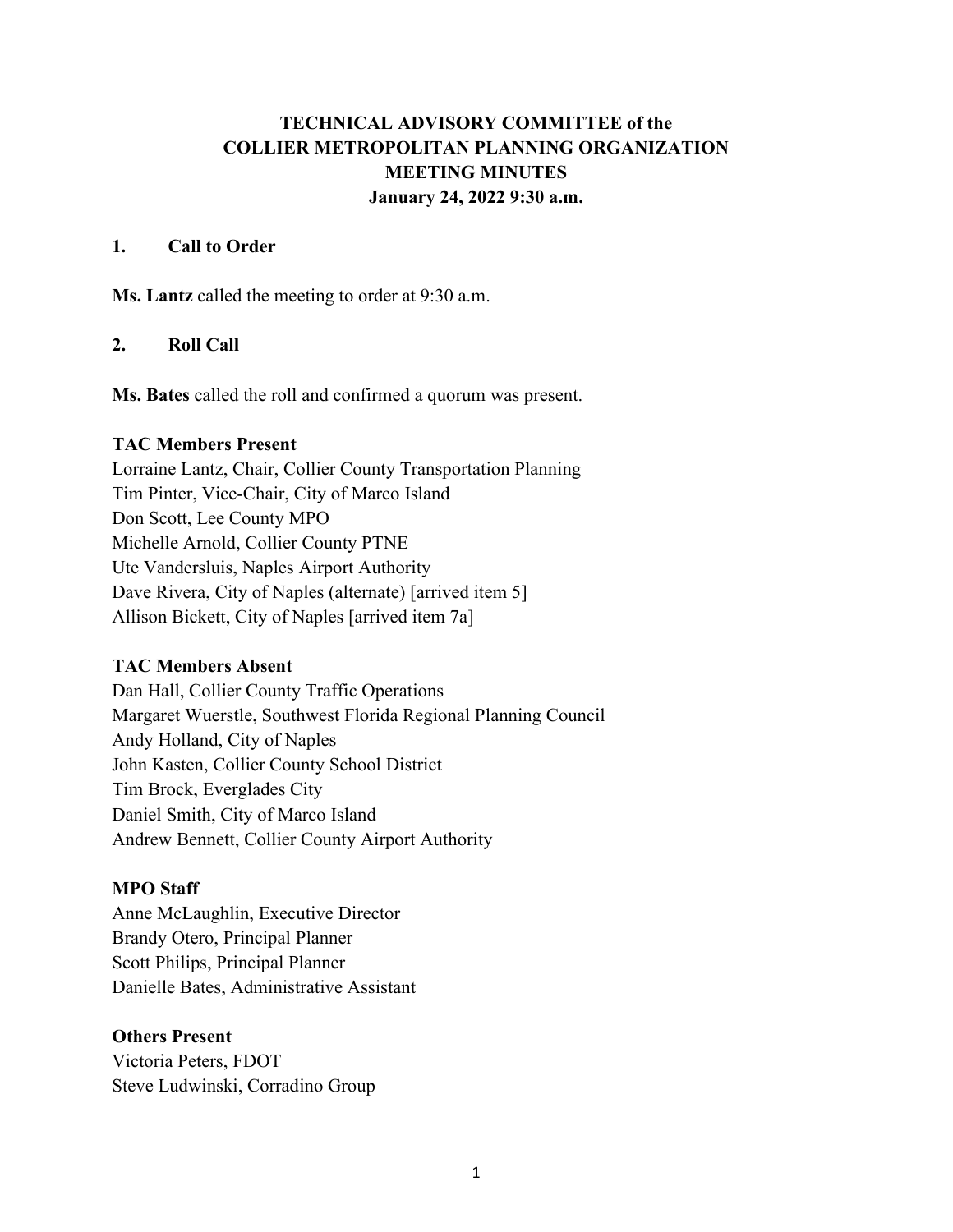# TECHNICAL ADVISORY COMMITTEE of the COLLIER METROPOLITAN PLANNING ORGANIZATION MEETING MINUTES

**January 24, 2022 9:30 a.m.**

## 1. Call to Order

**Ms. Lantz** called the meeting to order at 9:30 a.m.

## 2. Roll Call

**Ms. Bates** called the roll and confirmed a quorum was present.

### TAC Members Present

Lorraine Lantz, Chair, Collier County Transportation Planning
Tim Pinter, Vice-Chair, City of Marco Island
Don Scott, Lee County MPO
Michelle Arnold, Collier County PTNE
Ute Vandersluis, Naples Airport Authority
Dave Rivera, City of Naples (alternate) [arrived item 5]
Allison Bickett, City of Naples [arrived item 7a]

### TAC Members Absent

Dan Hall, Collier County Traffic Operations
Margaret Wuerstle, Southwest Florida Regional Planning Council
Andy Holland, City of Naples
John Kasten, Collier County School District
Tim Brock, Everglades City
Daniel Smith, City of Marco Island
Andrew Bennett, Collier County Airport Authority

### MPO Staff

Anne McLaughlin, Executive Director
Brandy Otero, Principal Planner
Scott Philips, Principal Planner
Danielle Bates, Administrative Assistant

### Others Present

Victoria Peters, FDOT
Steve Ludwinski, Corradino Group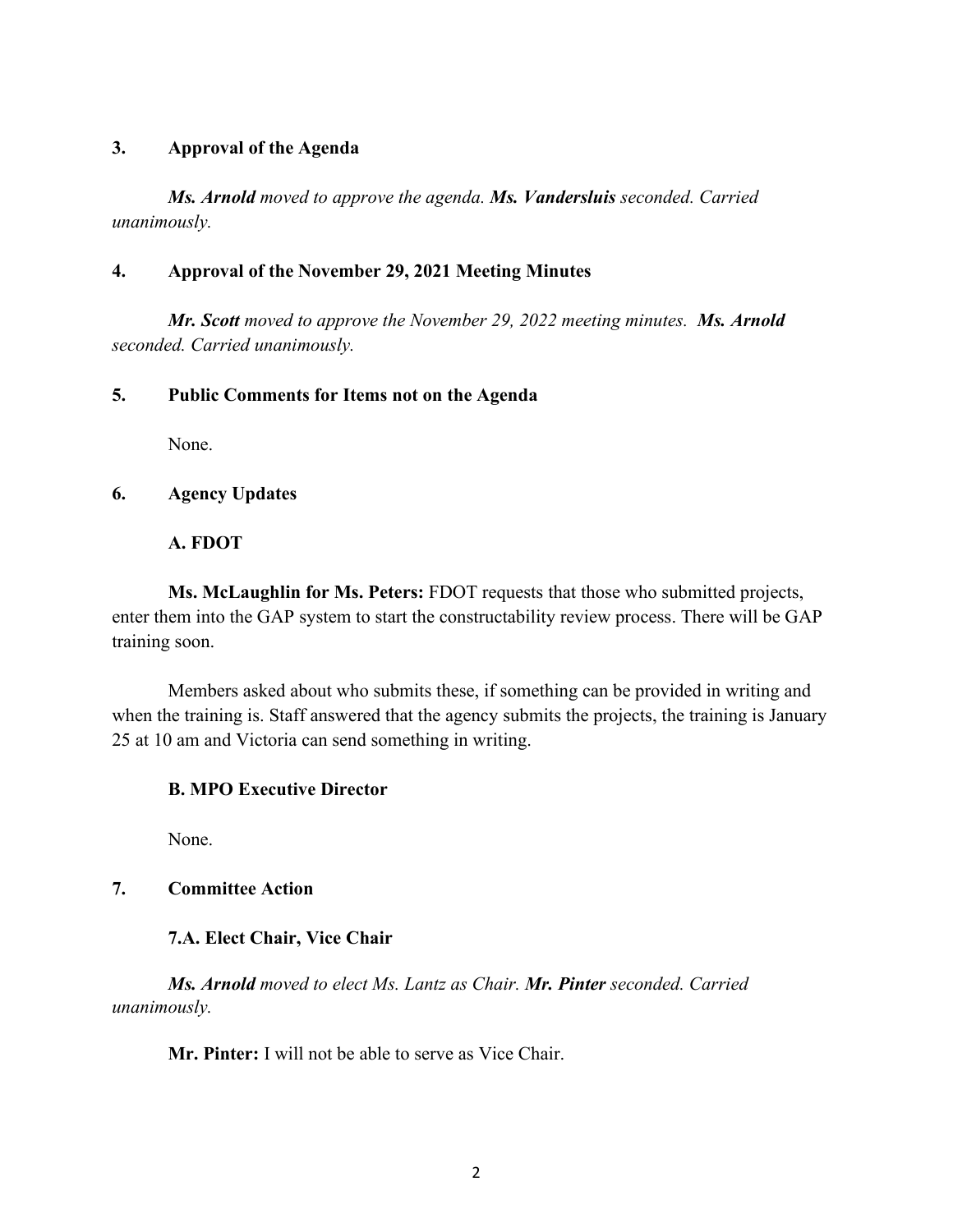## 3. Approval of the Agenda

***Ms. Arnold*** *moved to approve the agenda.* ***Ms. Vandersluis*** *seconded. Carried unanimously.*

## 4. Approval of the November 29, 2021 Meeting Minutes

***Mr. Scott*** *moved to approve the November 29, 2022 meeting minutes.* ***Ms. Arnold*** *seconded. Carried unanimously.*

## 5. Public Comments for Items not on the Agenda

None.

## 6. Agency Updates

### A. FDOT

**Ms. McLaughlin for Ms. Peters:** FDOT requests that those who submitted projects, enter them into the GAP system to start the constructability review process. There will be GAP training soon.

Members asked about who submits these, if something can be provided in writing and when the training is. Staff answered that the agency submits the projects, the training is January 25 at 10 am and Victoria can send something in writing.

### B. MPO Executive Director

None.

## 7. Committee Action

### 7.A. Elect Chair, Vice Chair

***Ms. Arnold*** *moved to elect Ms. Lantz as Chair.* ***Mr. Pinter*** *seconded. Carried unanimously.*

**Mr. Pinter:** I will not be able to serve as Vice Chair.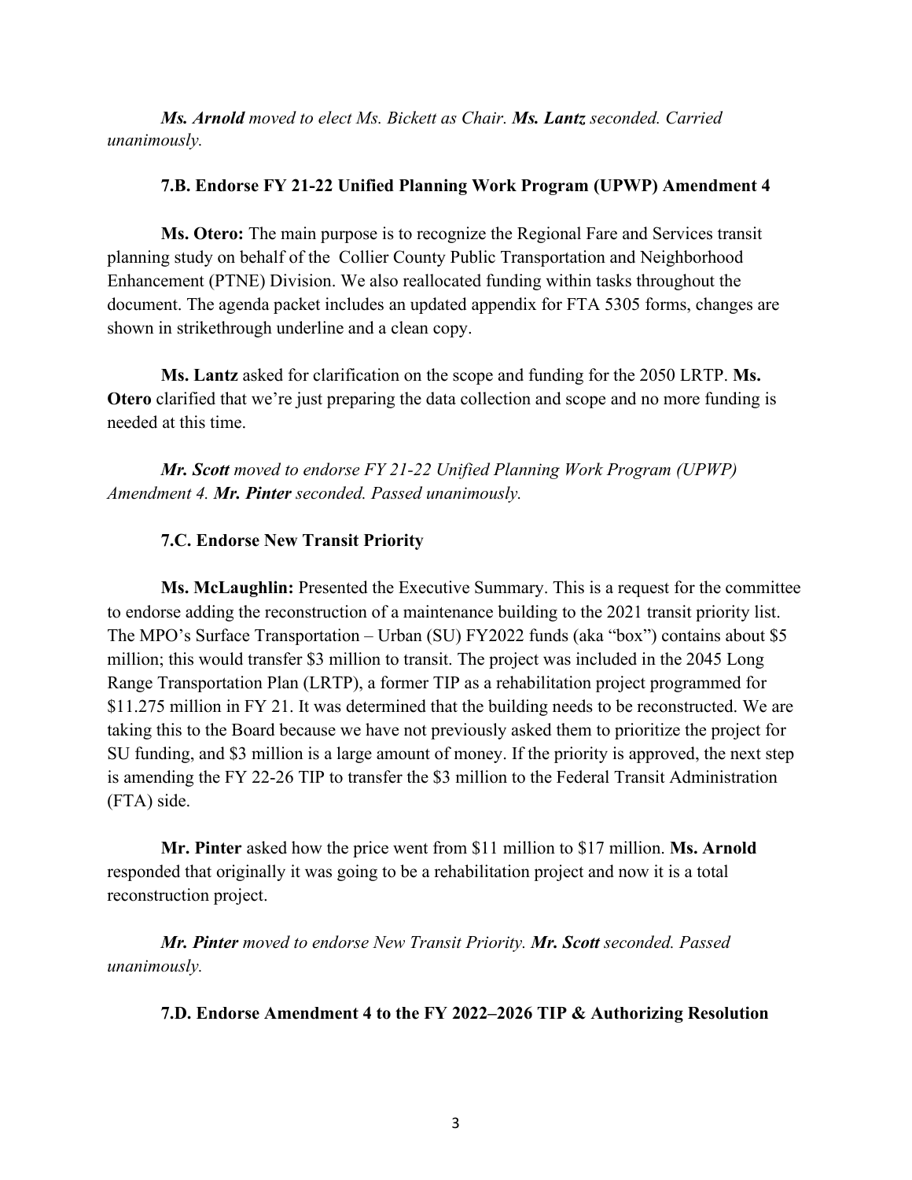*Ms. Arnold moved to elect Ms. Bickett as Chair. Ms. Lantz seconded. Carried unanimously.*

**7.B. Endorse FY 21-22 Unified Planning Work Program (UPWP) Amendment 4**

**Ms. Otero:** The main purpose is to recognize the Regional Fare and Services transit planning study on behalf of the Collier County Public Transportation and Neighborhood Enhancement (PTNE) Division. We also reallocated funding within tasks throughout the document. The agenda packet includes an updated appendix for FTA 5305 forms, changes are shown in strikethrough underline and a clean copy.

**Ms. Lantz** asked for clarification on the scope and funding for the 2050 LRTP. **Ms. Otero** clarified that we're just preparing the data collection and scope and no more funding is needed at this time.

*Mr. Scott moved to endorse FY 21-22 Unified Planning Work Program (UPWP) Amendment 4. Mr. Pinter seconded. Passed unanimously.*

**7.C. Endorse New Transit Priority**

**Ms. McLaughlin:** Presented the Executive Summary. This is a request for the committee to endorse adding the reconstruction of a maintenance building to the 2021 transit priority list. The MPO's Surface Transportation – Urban (SU) FY2022 funds (aka "box") contains about $5 million; this would transfer $3 million to transit. The project was included in the 2045 Long Range Transportation Plan (LRTP), a former TIP as a rehabilitation project programmed for $11.275 million in FY 21. It was determined that the building needs to be reconstructed. We are taking this to the Board because we have not previously asked them to prioritize the project for SU funding, and $3 million is a large amount of money. If the priority is approved, the next step is amending the FY 22-26 TIP to transfer the $3 million to the Federal Transit Administration (FTA) side.

**Mr. Pinter** asked how the price went from $11 million to $17 million. **Ms. Arnold** responded that originally it was going to be a rehabilitation project and now it is a total reconstruction project.

*Mr. Pinter moved to endorse New Transit Priority. Mr. Scott seconded. Passed unanimously.*

**7.D. Endorse Amendment 4 to the FY 2022–2026 TIP & Authorizing Resolution**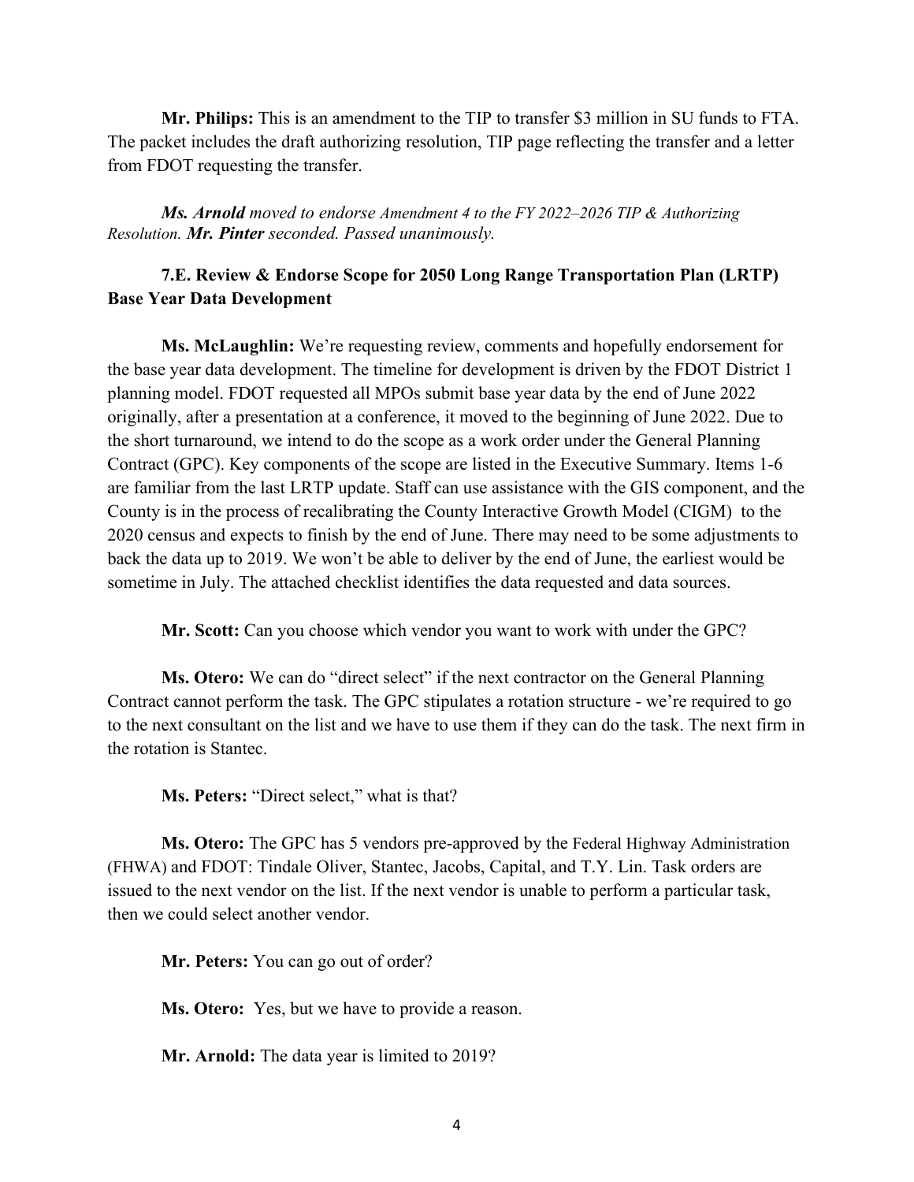**Mr. Philips:** This is an amendment to the TIP to transfer $3 million in SU funds to FTA. The packet includes the draft authorizing resolution, TIP page reflecting the transfer and a letter from FDOT requesting the transfer.

***Ms. Arnold*** *moved to endorse Amendment 4 to the FY 2022–2026 TIP & Authorizing Resolution.* ***Mr. Pinter*** *seconded. Passed unanimously.*

### 7.E. Review & Endorse Scope for 2050 Long Range Transportation Plan (LRTP) Base Year Data Development

**Ms. McLaughlin:** We're requesting review, comments and hopefully endorsement for the base year data development. The timeline for development is driven by the FDOT District 1 planning model. FDOT requested all MPOs submit base year data by the end of June 2022 originally, after a presentation at a conference, it moved to the beginning of June 2022. Due to the short turnaround, we intend to do the scope as a work order under the General Planning Contract (GPC). Key components of the scope are listed in the Executive Summary. Items 1-6 are familiar from the last LRTP update. Staff can use assistance with the GIS component, and the County is in the process of recalibrating the County Interactive Growth Model (CIGM) to the 2020 census and expects to finish by the end of June. There may need to be some adjustments to back the data up to 2019. We won't be able to deliver by the end of June, the earliest would be sometime in July. The attached checklist identifies the data requested and data sources.

**Mr. Scott:** Can you choose which vendor you want to work with under the GPC?

**Ms. Otero:** We can do "direct select" if the next contractor on the General Planning Contract cannot perform the task. The GPC stipulates a rotation structure - we're required to go to the next consultant on the list and we have to use them if they can do the task. The next firm in the rotation is Stantec.

**Ms. Peters:** "Direct select," what is that?

**Ms. Otero:** The GPC has 5 vendors pre-approved by the Federal Highway Administration (FHWA) and FDOT: Tindale Oliver, Stantec, Jacobs, Capital, and T.Y. Lin. Task orders are issued to the next vendor on the list. If the next vendor is unable to perform a particular task, then we could select another vendor.

**Mr. Peters:** You can go out of order?

**Ms. Otero:** Yes, but we have to provide a reason.

**Mr. Arnold:** The data year is limited to 2019?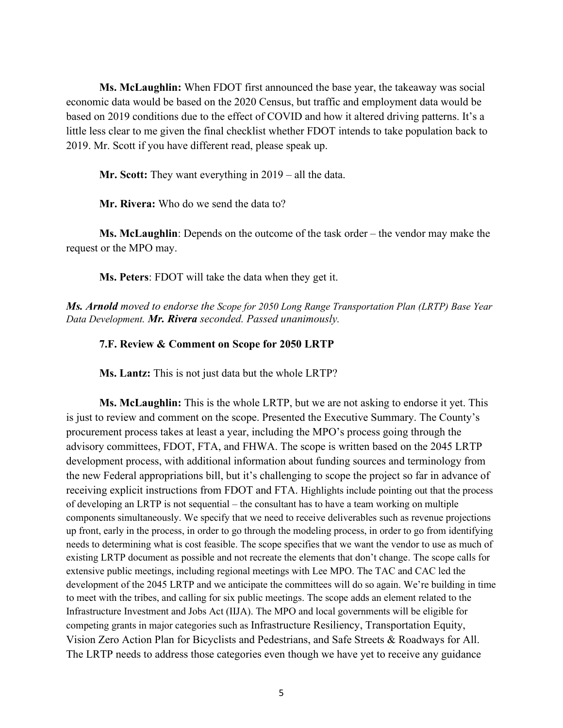**Ms. McLaughlin:** When FDOT first announced the base year, the takeaway was social economic data would be based on the 2020 Census, but traffic and employment data would be based on 2019 conditions due to the effect of COVID and how it altered driving patterns. It's a little less clear to me given the final checklist whether FDOT intends to take population back to 2019. Mr. Scott if you have different read, please speak up.

**Mr. Scott:** They want everything in 2019 – all the data.

**Mr. Rivera:** Who do we send the data to?

**Ms. McLaughlin**: Depends on the outcome of the task order – the vendor may make the request or the MPO may.

**Ms. Peters**: FDOT will take the data when they get it.

***Ms. Arnold*** *moved to endorse the Scope for 2050 Long Range Transportation Plan (LRTP) Base Year Data Development.* ***Mr. Rivera*** *seconded. Passed unanimously.*

**7.F. Review & Comment on Scope for 2050 LRTP**

**Ms. Lantz:** This is not just data but the whole LRTP?

**Ms. McLaughlin:** This is the whole LRTP, but we are not asking to endorse it yet. This is just to review and comment on the scope. Presented the Executive Summary. The County's procurement process takes at least a year, including the MPO's process going through the advisory committees, FDOT, FTA, and FHWA. The scope is written based on the 2045 LRTP development process, with additional information about funding sources and terminology from the new Federal appropriations bill, but it's challenging to scope the project so far in advance of receiving explicit instructions from FDOT and FTA. Highlights include pointing out that the process of developing an LRTP is not sequential – the consultant has to have a team working on multiple components simultaneously. We specify that we need to receive deliverables such as revenue projections up front, early in the process, in order to go through the modeling process, in order to go from identifying needs to determining what is cost feasible. The scope specifies that we want the vendor to use as much of existing LRTP document as possible and not recreate the elements that don't change. The scope calls for extensive public meetings, including regional meetings with Lee MPO. The TAC and CAC led the development of the 2045 LRTP and we anticipate the committees will do so again. We're building in time to meet with the tribes, and calling for six public meetings. The scope adds an element related to the Infrastructure Investment and Jobs Act (IIJA). The MPO and local governments will be eligible for competing grants in major categories such as Infrastructure Resiliency, Transportation Equity, Vision Zero Action Plan for Bicyclists and Pedestrians, and Safe Streets & Roadways for All. The LRTP needs to address those categories even though we have yet to receive any guidance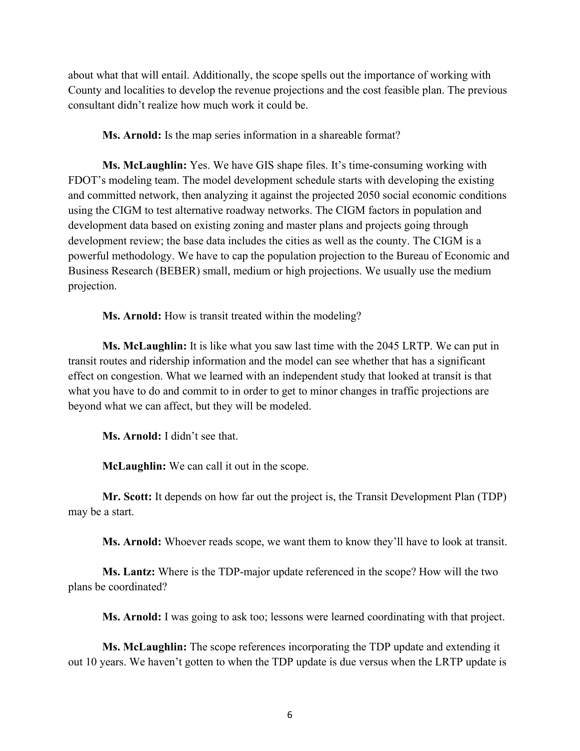about what that will entail. Additionally, the scope spells out the importance of working with County and localities to develop the revenue projections and the cost feasible plan. The previous consultant didn't realize how much work it could be.

**Ms. Arnold:** Is the map series information in a shareable format?

**Ms. McLaughlin:** Yes. We have GIS shape files. It's time-consuming working with FDOT's modeling team. The model development schedule starts with developing the existing and committed network, then analyzing it against the projected 2050 social economic conditions using the CIGM to test alternative roadway networks. The CIGM factors in population and development data based on existing zoning and master plans and projects going through development review; the base data includes the cities as well as the county. The CIGM is a powerful methodology. We have to cap the population projection to the Bureau of Economic and Business Research (BEBER) small, medium or high projections. We usually use the medium projection.

**Ms. Arnold:** How is transit treated within the modeling?

**Ms. McLaughlin:** It is like what you saw last time with the 2045 LRTP. We can put in transit routes and ridership information and the model can see whether that has a significant effect on congestion. What we learned with an independent study that looked at transit is that what you have to do and commit to in order to get to minor changes in traffic projections are beyond what we can affect, but they will be modeled.

**Ms. Arnold:** I didn't see that.

**McLaughlin:** We can call it out in the scope.

**Mr. Scott:** It depends on how far out the project is, the Transit Development Plan (TDP) may be a start.

**Ms. Arnold:** Whoever reads scope, we want them to know they'll have to look at transit.

**Ms. Lantz:** Where is the TDP-major update referenced in the scope? How will the two plans be coordinated?

**Ms. Arnold:** I was going to ask too; lessons were learned coordinating with that project.

**Ms. McLaughlin:** The scope references incorporating the TDP update and extending it out 10 years. We haven't gotten to when the TDP update is due versus when the LRTP update is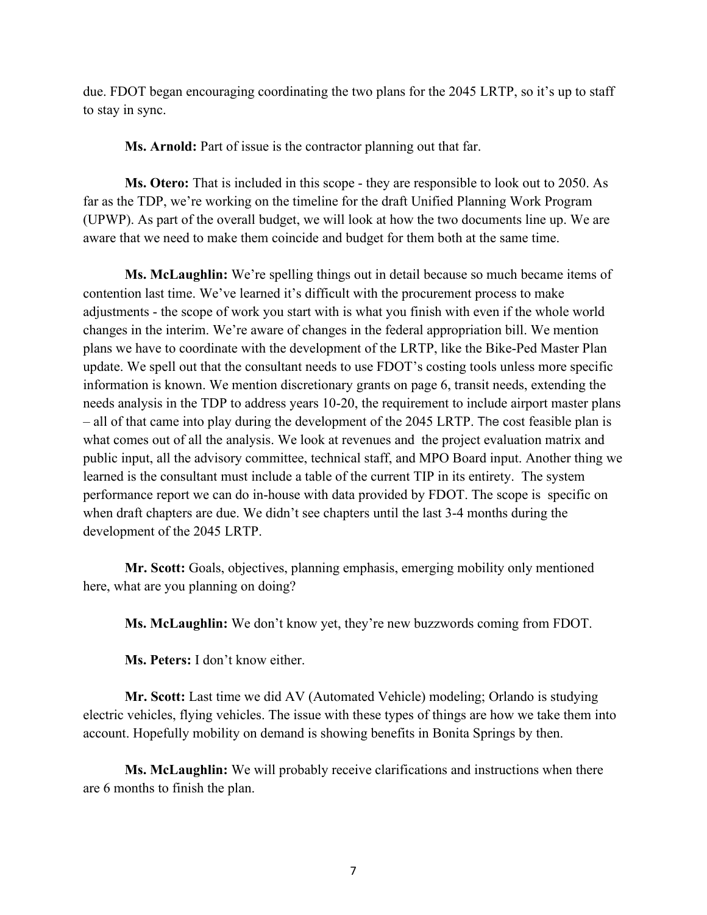due. FDOT began encouraging coordinating the two plans for the 2045 LRTP, so it's up to staff to stay in sync.

**Ms. Arnold:** Part of issue is the contractor planning out that far.

**Ms. Otero:** That is included in this scope - they are responsible to look out to 2050. As far as the TDP, we're working on the timeline for the draft Unified Planning Work Program (UPWP). As part of the overall budget, we will look at how the two documents line up. We are aware that we need to make them coincide and budget for them both at the same time.

**Ms. McLaughlin:** We're spelling things out in detail because so much became items of contention last time. We've learned it's difficult with the procurement process to make adjustments - the scope of work you start with is what you finish with even if the whole world changes in the interim. We're aware of changes in the federal appropriation bill. We mention plans we have to coordinate with the development of the LRTP, like the Bike-Ped Master Plan update. We spell out that the consultant needs to use FDOT's costing tools unless more specific information is known. We mention discretionary grants on page 6, transit needs, extending the needs analysis in the TDP to address years 10-20, the requirement to include airport master plans – all of that came into play during the development of the 2045 LRTP. The cost feasible plan is what comes out of all the analysis. We look at revenues and the project evaluation matrix and public input, all the advisory committee, technical staff, and MPO Board input. Another thing we learned is the consultant must include a table of the current TIP in its entirety. The system performance report we can do in-house with data provided by FDOT. The scope is specific on when draft chapters are due. We didn't see chapters until the last 3-4 months during the development of the 2045 LRTP.

**Mr. Scott:** Goals, objectives, planning emphasis, emerging mobility only mentioned here, what are you planning on doing?

**Ms. McLaughlin:** We don't know yet, they're new buzzwords coming from FDOT.

**Ms. Peters:** I don't know either.

**Mr. Scott:** Last time we did AV (Automated Vehicle) modeling; Orlando is studying electric vehicles, flying vehicles. The issue with these types of things are how we take them into account. Hopefully mobility on demand is showing benefits in Bonita Springs by then.

**Ms. McLaughlin:** We will probably receive clarifications and instructions when there are 6 months to finish the plan.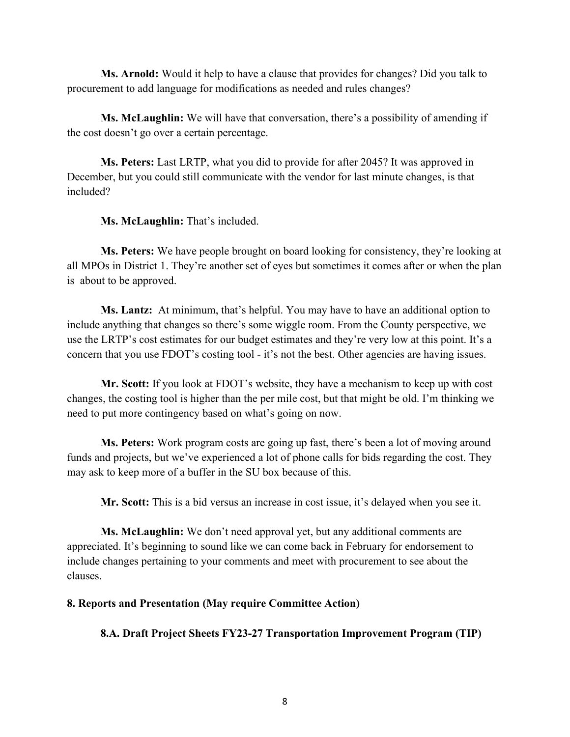**Ms. Arnold:** Would it help to have a clause that provides for changes? Did you talk to procurement to add language for modifications as needed and rules changes?

**Ms. McLaughlin:** We will have that conversation, there's a possibility of amending if the cost doesn't go over a certain percentage.

**Ms. Peters:** Last LRTP, what you did to provide for after 2045? It was approved in December, but you could still communicate with the vendor for last minute changes, is that included?

**Ms. McLaughlin:** That's included.

**Ms. Peters:** We have people brought on board looking for consistency, they're looking at all MPOs in District 1. They're another set of eyes but sometimes it comes after or when the plan is about to be approved.

**Ms. Lantz:** At minimum, that's helpful. You may have to have an additional option to include anything that changes so there's some wiggle room. From the County perspective, we use the LRTP's cost estimates for our budget estimates and they're very low at this point. It's a concern that you use FDOT's costing tool - it's not the best. Other agencies are having issues.

**Mr. Scott:** If you look at FDOT's website, they have a mechanism to keep up with cost changes, the costing tool is higher than the per mile cost, but that might be old. I'm thinking we need to put more contingency based on what's going on now.

**Ms. Peters:** Work program costs are going up fast, there's been a lot of moving around funds and projects, but we've experienced a lot of phone calls for bids regarding the cost. They may ask to keep more of a buffer in the SU box because of this.

**Mr. Scott:** This is a bid versus an increase in cost issue, it's delayed when you see it.

**Ms. McLaughlin:** We don't need approval yet, but any additional comments are appreciated. It's beginning to sound like we can come back in February for endorsement to include changes pertaining to your comments and meet with procurement to see about the clauses.

**8. Reports and Presentation (May require Committee Action)**

**8.A. Draft Project Sheets FY23-27 Transportation Improvement Program (TIP)**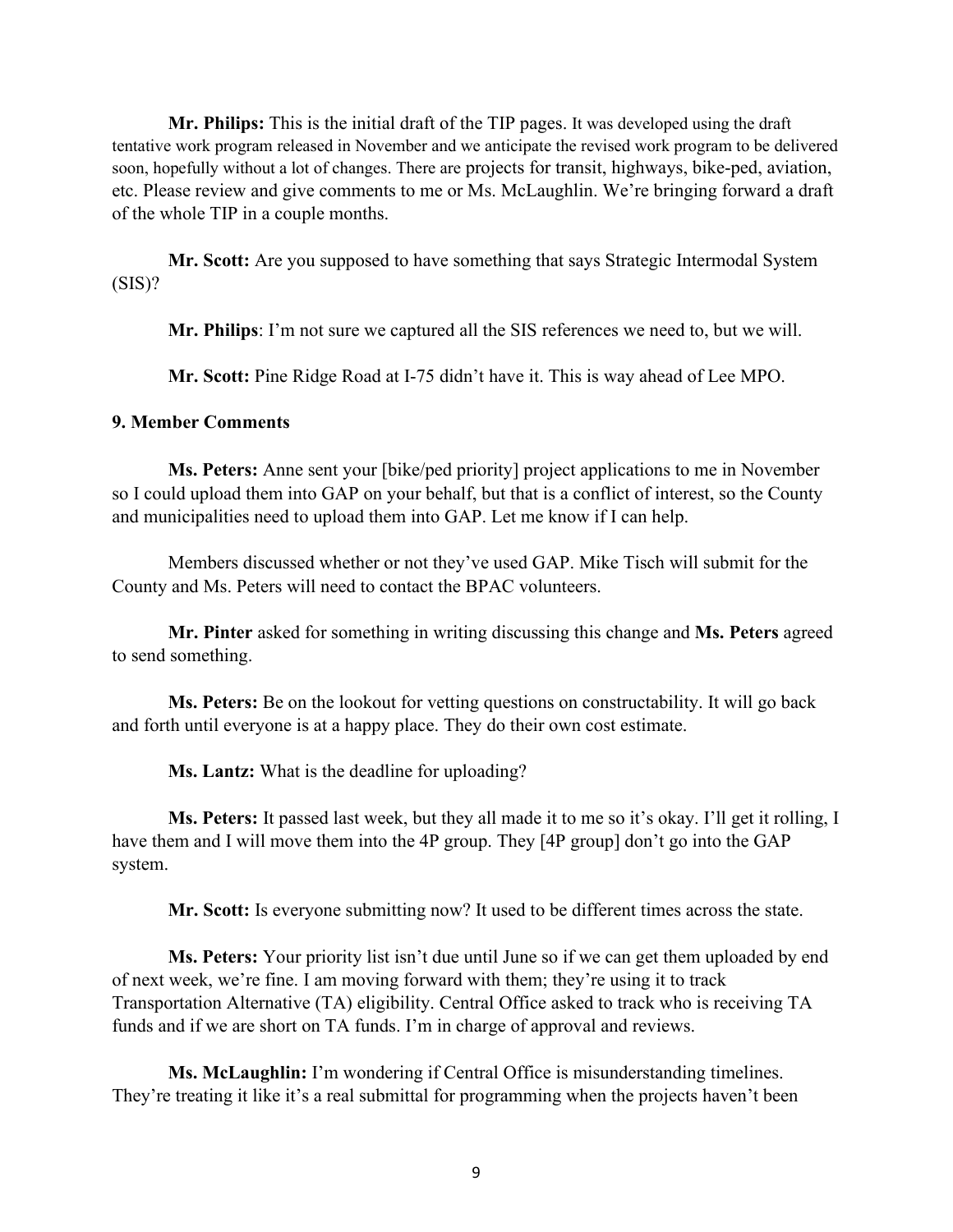**Mr. Philips:** This is the initial draft of the TIP pages. It was developed using the draft tentative work program released in November and we anticipate the revised work program to be delivered soon, hopefully without a lot of changes. There are projects for transit, highways, bike-ped, aviation, etc. Please review and give comments to me or Ms. McLaughlin. We're bringing forward a draft of the whole TIP in a couple months.

**Mr. Scott:** Are you supposed to have something that says Strategic Intermodal System (SIS)?

**Mr. Philips**: I'm not sure we captured all the SIS references we need to, but we will.

**Mr. Scott:** Pine Ridge Road at I-75 didn't have it. This is way ahead of Lee MPO.

## 9. Member Comments

**Ms. Peters:** Anne sent your [bike/ped priority] project applications to me in November so I could upload them into GAP on your behalf, but that is a conflict of interest, so the County and municipalities need to upload them into GAP. Let me know if I can help.

Members discussed whether or not they've used GAP. Mike Tisch will submit for the County and Ms. Peters will need to contact the BPAC volunteers.

**Mr. Pinter** asked for something in writing discussing this change and **Ms. Peters** agreed to send something.

**Ms. Peters:** Be on the lookout for vetting questions on constructability. It will go back and forth until everyone is at a happy place. They do their own cost estimate.

**Ms. Lantz:** What is the deadline for uploading?

**Ms. Peters:** It passed last week, but they all made it to me so it's okay. I'll get it rolling, I have them and I will move them into the 4P group. They [4P group] don't go into the GAP system.

**Mr. Scott:** Is everyone submitting now? It used to be different times across the state.

**Ms. Peters:** Your priority list isn't due until June so if we can get them uploaded by end of next week, we're fine. I am moving forward with them; they're using it to track Transportation Alternative (TA) eligibility. Central Office asked to track who is receiving TA funds and if we are short on TA funds. I'm in charge of approval and reviews.

**Ms. McLaughlin:** I'm wondering if Central Office is misunderstanding timelines. They're treating it like it's a real submittal for programming when the projects haven't been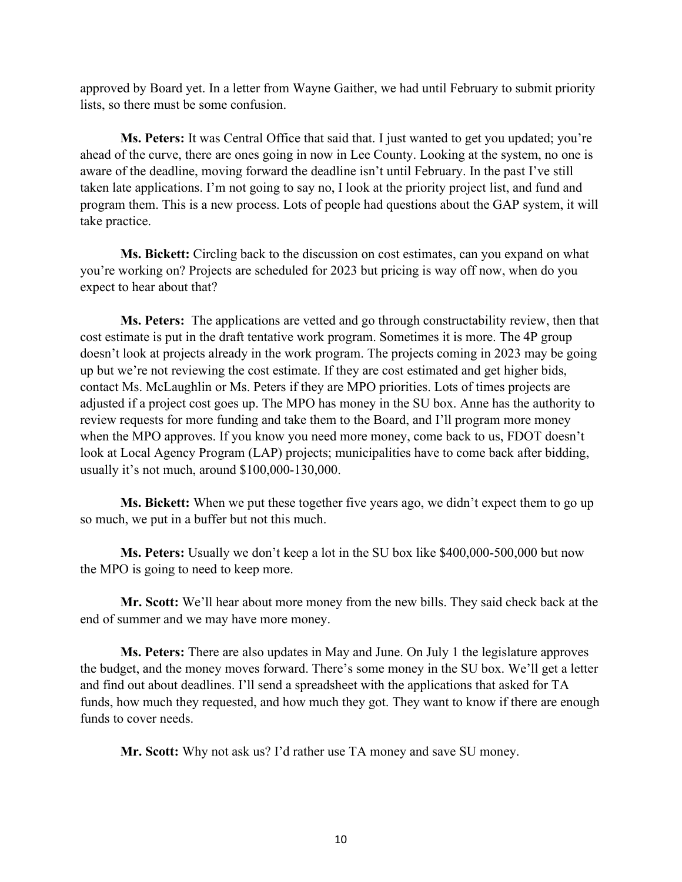approved by Board yet. In a letter from Wayne Gaither, we had until February to submit priority lists, so there must be some confusion.

**Ms. Peters:** It was Central Office that said that. I just wanted to get you updated; you're ahead of the curve, there are ones going in now in Lee County. Looking at the system, no one is aware of the deadline, moving forward the deadline isn't until February. In the past I've still taken late applications. I'm not going to say no, I look at the priority project list, and fund and program them. This is a new process. Lots of people had questions about the GAP system, it will take practice.

**Ms. Bickett:** Circling back to the discussion on cost estimates, can you expand on what you're working on? Projects are scheduled for 2023 but pricing is way off now, when do you expect to hear about that?

**Ms. Peters:** The applications are vetted and go through constructability review, then that cost estimate is put in the draft tentative work program. Sometimes it is more. The 4P group doesn't look at projects already in the work program. The projects coming in 2023 may be going up but we're not reviewing the cost estimate. If they are cost estimated and get higher bids, contact Ms. McLaughlin or Ms. Peters if they are MPO priorities. Lots of times projects are adjusted if a project cost goes up. The MPO has money in the SU box. Anne has the authority to review requests for more funding and take them to the Board, and I'll program more money when the MPO approves. If you know you need more money, come back to us, FDOT doesn't look at Local Agency Program (LAP) projects; municipalities have to come back after bidding, usually it's not much, around $100,000-130,000.

**Ms. Bickett:** When we put these together five years ago, we didn't expect them to go up so much, we put in a buffer but not this much.

**Ms. Peters:** Usually we don't keep a lot in the SU box like $400,000-500,000 but now the MPO is going to need to keep more.

**Mr. Scott:** We'll hear about more money from the new bills. They said check back at the end of summer and we may have more money.

**Ms. Peters:** There are also updates in May and June. On July 1 the legislature approves the budget, and the money moves forward. There's some money in the SU box. We'll get a letter and find out about deadlines. I'll send a spreadsheet with the applications that asked for TA funds, how much they requested, and how much they got. They want to know if there are enough funds to cover needs.

**Mr. Scott:** Why not ask us? I'd rather use TA money and save SU money.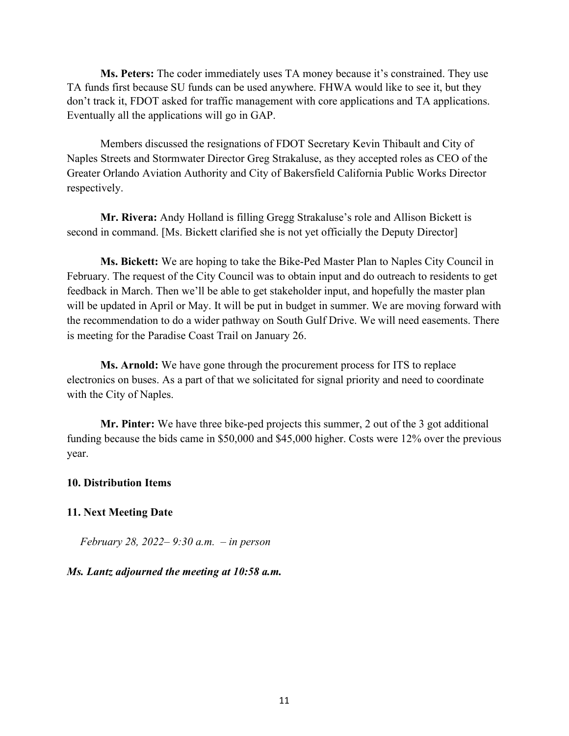**Ms. Peters:** The coder immediately uses TA money because it's constrained. They use TA funds first because SU funds can be used anywhere. FHWA would like to see it, but they don't track it, FDOT asked for traffic management with core applications and TA applications. Eventually all the applications will go in GAP.

Members discussed the resignations of FDOT Secretary Kevin Thibault and City of Naples Streets and Stormwater Director Greg Strakaluse, as they accepted roles as CEO of the Greater Orlando Aviation Authority and City of Bakersfield California Public Works Director respectively.

**Mr. Rivera:** Andy Holland is filling Gregg Strakaluse's role and Allison Bickett is second in command. [Ms. Bickett clarified she is not yet officially the Deputy Director]

**Ms. Bickett:** We are hoping to take the Bike-Ped Master Plan to Naples City Council in February. The request of the City Council was to obtain input and do outreach to residents to get feedback in March. Then we'll be able to get stakeholder input, and hopefully the master plan will be updated in April or May. It will be put in budget in summer. We are moving forward with the recommendation to do a wider pathway on South Gulf Drive. We will need easements. There is meeting for the Paradise Coast Trail on January 26.

**Ms. Arnold:** We have gone through the procurement process for ITS to replace electronics on buses. As a part of that we solicitated for signal priority and need to coordinate with the City of Naples.

**Mr. Pinter:** We have three bike-ped projects this summer, 2 out of the 3 got additional funding because the bids came in $50,000 and $45,000 higher. Costs were 12% over the previous year.

**10. Distribution Items**

**11. Next Meeting Date**

*February 28, 2022– 9:30 a.m. – in person*

***Ms. Lantz adjourned the meeting at 10:58 a.m.***